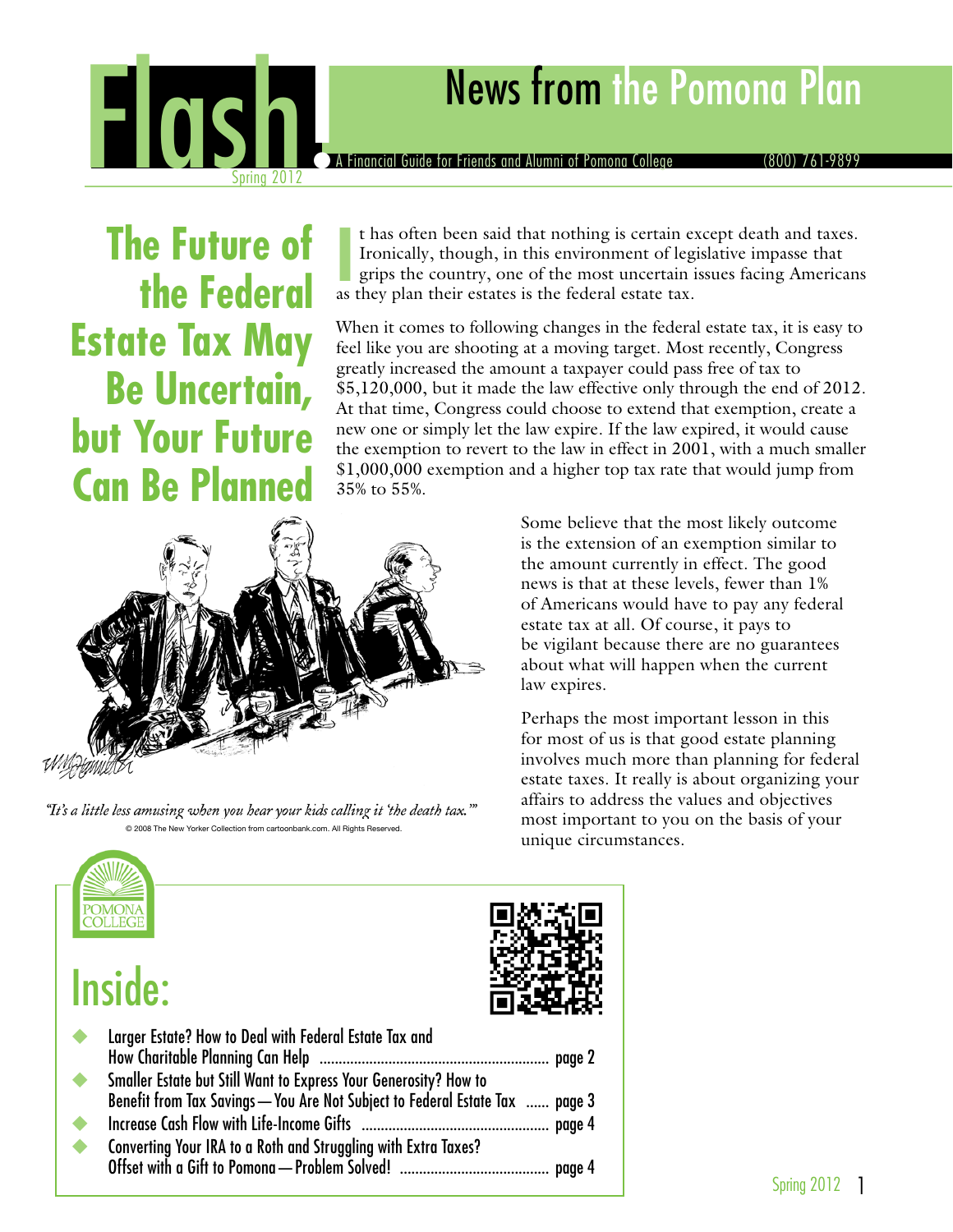# Flash! News from the Pomona Plan

Spring 2012

A Financial Guide for Friends and Alumni of Pomona College (800) 761-9899

## The Future of the Federal Estate Tax May Be Uncertain, but Your Future Can Be Planned

It has often been said that nothing is certain except death and taxes. Ironically, though, in this environment of legislative impasse that grips the country, one of the most uncertain issues facing Americans as they plan their estates is the federal estate tax.

When it comes to following changes in the federal estate tax, it is easy to feel like you are shooting at a moving target. Most recently, Congress greatly increased the amount a taxpayer could pass free of tax to $5,120,000, but it made the law effective only through the end of 2012. At that time, Congress could choose to extend that exemption, create a new one or simply let the law expire. If the law expired, it would cause the exemption to revert to the law in effect in 2001, with a much smaller $1,000,000 exemption and a higher top tax rate that would jump from 35% to 55%.

*"It's a little less amusing when you hear your kids calling it 'the death tax.'"*

© 2008 The New Yorker Collection from cartoonbank.com. All Rights Reserved.

Some believe that the most likely outcome is the extension of an exemption similar to the amount currently in effect. The good news is that at these levels, fewer than 1% of Americans would have to pay any federal estate tax at all. Of course, it pays to be vigilant because there are no guarantees about what will happen when the current law expires.

Perhaps the most important lesson in this for most of us is that good estate planning involves much more than planning for federal estate taxes. It really is about organizing your affairs to address the values and objectives most important to you on the basis of your unique circumstances.

## Inside:

- Larger Estate? How to Deal with Federal Estate Tax and How Charitable Planning Can Help ........ page 2
- Smaller Estate but Still Want to Express Your Generosity? How to Benefit from Tax Savings — You Are Not Subject to Federal Estate Tax ...... page 3
- Increase Cash Flow with Life-Income Gifts ........ page 4
- Converting Your IRA to a Roth and Struggling with Extra Taxes? Offset with a Gift to Pomona — Problem Solved! ........ page 4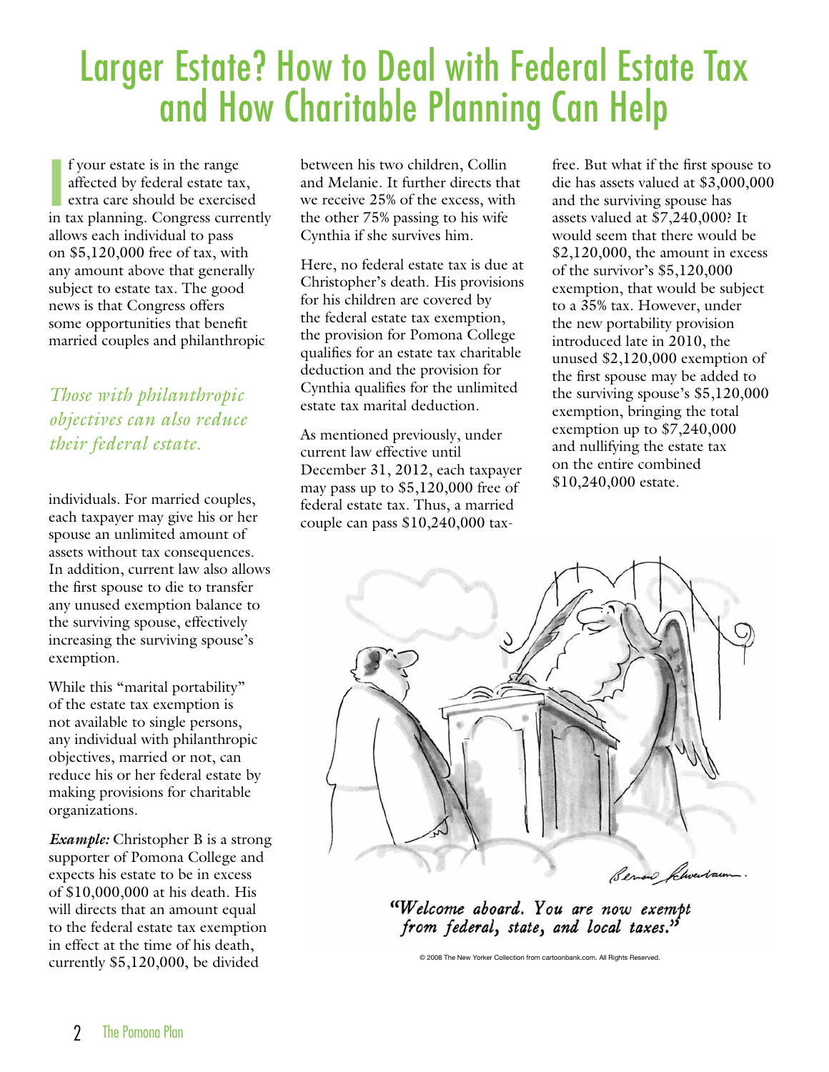# Larger Estate? How to Deal with Federal Estate Tax and How Charitable Planning Can Help

If your estate is in the range affected by federal estate tax, extra care should be exercised in tax planning. Congress currently allows each individual to pass on $5,120,000 free of tax, with any amount above that generally subject to estate tax. The good news is that Congress offers some opportunities that benefit married couples and philanthropic individuals. For married couples, each taxpayer may give his or her spouse an unlimited amount of assets without tax consequences. In addition, current law also allows the first spouse to die to transfer any unused exemption balance to the surviving spouse, effectively increasing the surviving spouse's exemption.

*Those with philanthropic objectives can also reduce their federal estate.*

While this "marital portability" of the estate tax exemption is not available to single persons, any individual with philanthropic objectives, married or not, can reduce his or her federal estate by making provisions for charitable organizations.

***Example:*** Christopher B is a strong supporter of Pomona College and expects his estate to be in excess of $10,000,000 at his death. His will directs that an amount equal to the federal estate tax exemption in effect at the time of his death, currently $5,120,000, be divided between his two children, Collin and Melanie. It further directs that we receive 25% of the excess, with the other 75% passing to his wife Cynthia if she survives him.

Here, no federal estate tax is due at Christopher's death. His provisions for his children are covered by the federal estate tax exemption, the provision for Pomona College qualifies for an estate tax charitable deduction and the provision for Cynthia qualifies for the unlimited estate tax marital deduction.

As mentioned previously, under current law effective until December 31, 2012, each taxpayer may pass up to $5,120,000 free of federal estate tax. Thus, a married couple can pass $10,240,000 tax-free. But what if the first spouse to die has assets valued at $3,000,000 and the surviving spouse has assets valued at $7,240,000? It would seem that there would be $2,120,000, the amount in excess of the survivor's $5,120,000 exemption, that would be subject to a 35% tax. However, under the new portability provision introduced late in 2010, the unused $2,120,000 exemption of the first spouse may be added to the surviving spouse's $5,120,000 exemption, bringing the total exemption up to $7,240,000 and nullifying the estate tax on the entire combined $10,240,000 estate.

*"Welcome aboard. You are now exempt from federal, state, and local taxes."*

© 2008 The New Yorker Collection from cartoonbank.com. All Rights Reserved.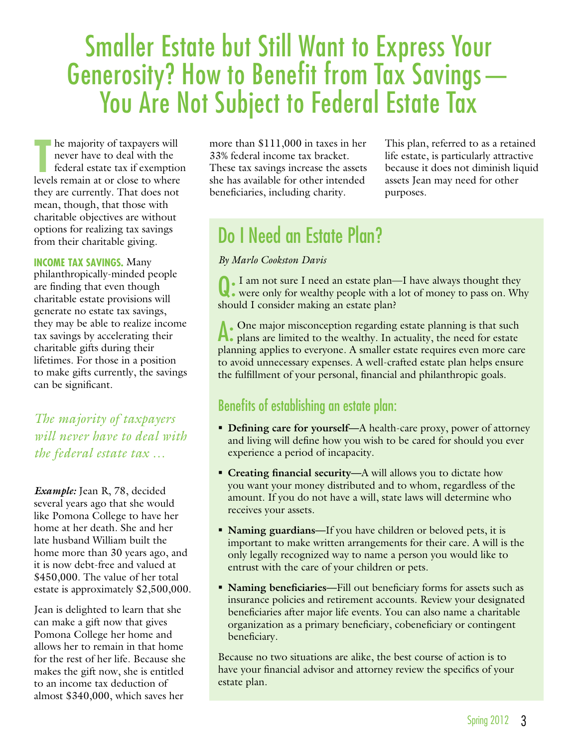# Smaller Estate but Still Want to Express Your Generosity? How to Benefit from Tax Savings— You Are Not Subject to Federal Estate Tax

The majority of taxpayers will never have to deal with the federal estate tax if exemption levels remain at or close to where they are currently. That does not mean, though, that those with charitable objectives are without options for realizing tax savings from their charitable giving.

**INCOME TAX SAVINGS.** Many philanthropically-minded people are finding that even though charitable estate provisions will generate no estate tax savings, they may be able to realize income tax savings by accelerating their charitable gifts during their lifetimes. For those in a position to make gifts currently, the savings can be significant.

*The majority of taxpayers will never have to deal with the federal estate tax …*

***Example:*** Jean R, 78, decided several years ago that she would like Pomona College to have her home at her death. She and her late husband William built the home more than 30 years ago, and it is now debt-free and valued at $450,000. The value of her total estate is approximately $2,500,000.

Jean is delighted to learn that she can make a gift now that gives Pomona College her home and allows her to remain in that home for the rest of her life. Because she makes the gift now, she is entitled to an income tax deduction of almost $340,000, which saves her more than $111,000 in taxes in her 33% federal income tax bracket. These tax savings increase the assets she has available for other intended beneficiaries, including charity.

This plan, referred to as a retained life estate, is particularly attractive because it does not diminish liquid assets Jean may need for other purposes.

## Do I Need an Estate Plan?

*By Marlo Cookston Davis*

**Q:** I am not sure I need an estate plan—I have always thought they were only for wealthy people with a lot of money to pass on. Why should I consider making an estate plan?

**A:** One major misconception regarding estate planning is that such plans are limited to the wealthy. In actuality, the need for estate planning applies to everyone. A smaller estate requires even more care to avoid unnecessary expenses. A well-crafted estate plan helps ensure the fulfillment of your personal, financial and philanthropic goals.

### Benefits of establishing an estate plan:

- **Defining care for yourself—**A health-care proxy, power of attorney and living will define how you wish to be cared for should you ever experience a period of incapacity.
- **Creating financial security—**A will allows you to dictate how you want your money distributed and to whom, regardless of the amount. If you do not have a will, state laws will determine who receives your assets.
- **Naming guardians—**If you have children or beloved pets, it is important to make written arrangements for their care. A will is the only legally recognized way to name a person you would like to entrust with the care of your children or pets.
- **Naming beneficiaries—**Fill out beneficiary forms for assets such as insurance policies and retirement accounts. Review your designated beneficiaries after major life events. You can also name a charitable organization as a primary beneficiary, cobeneficiary or contingent beneficiary.

Because no two situations are alike, the best course of action is to have your financial advisor and attorney review the specifics of your estate plan.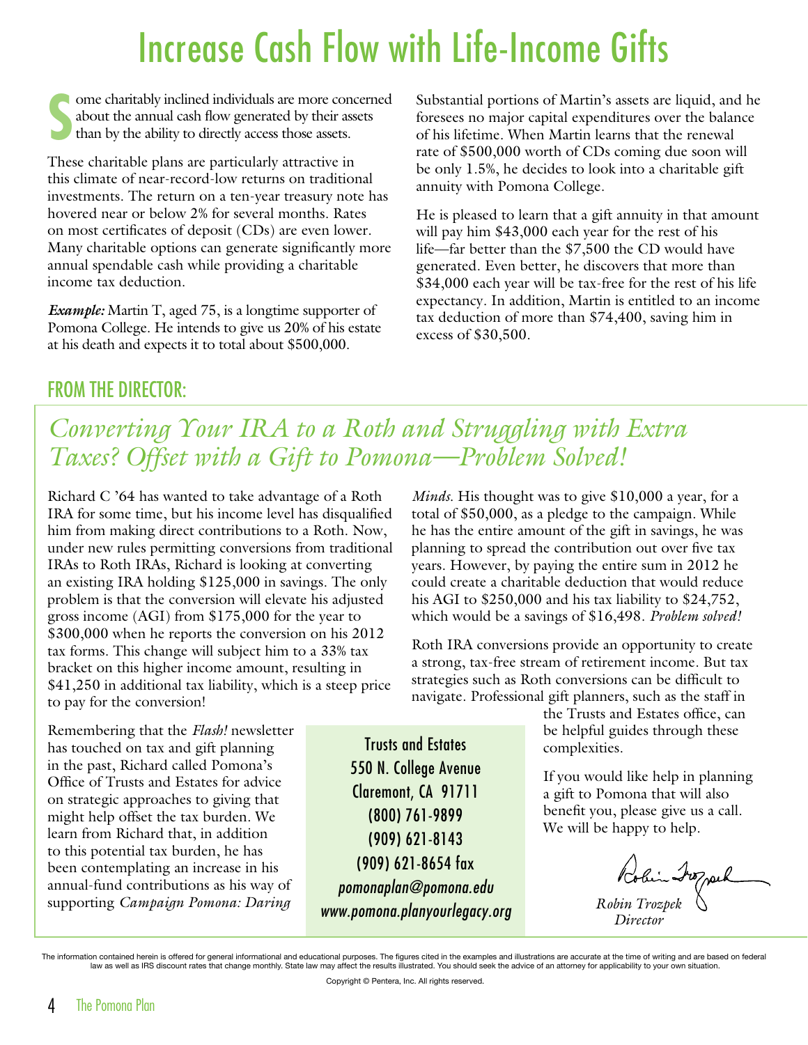# Increase Cash Flow with Life-Income Gifts

Some charitably inclined individuals are more concerned about the annual cash flow generated by their assets than by the ability to directly access those assets.

These charitable plans are particularly attractive in this climate of near-record-low returns on traditional investments. The return on a ten-year treasury note has hovered near or below 2% for several months. Rates on most certificates of deposit (CDs) are even lower. Many charitable options can generate significantly more annual spendable cash while providing a charitable income tax deduction.

***Example:*** Martin T, aged 75, is a longtime supporter of Pomona College. He intends to give us 20% of his estate at his death and expects it to total about $500,000.

Substantial portions of Martin's assets are liquid, and he foresees no major capital expenditures over the balance of his lifetime. When Martin learns that the renewal rate of $500,000 worth of CDs coming due soon will be only 1.5%, he decides to look into a charitable gift annuity with Pomona College.

He is pleased to learn that a gift annuity in that amount will pay him $43,000 each year for the rest of his life—far better than the $7,500 the CD would have generated. Even better, he discovers that more than $34,000 each year will be tax-free for the rest of his life expectancy. In addition, Martin is entitled to an income tax deduction of more than $74,400, saving him in excess of $30,500.

## FROM THE DIRECTOR:

## *Converting Your IRA to a Roth and Struggling with Extra Taxes? Offset with a Gift to Pomona—Problem Solved!*

Richard C '64 has wanted to take advantage of a Roth IRA for some time, but his income level has disqualified him from making direct contributions to a Roth. Now, under new rules permitting conversions from traditional IRAs to Roth IRAs, Richard is looking at converting an existing IRA holding $125,000 in savings. The only problem is that the conversion will elevate his adjusted gross income (AGI) from $175,000 for the year to $300,000 when he reports the conversion on his 2012 tax forms. This change will subject him to a 33% tax bracket on this higher income amount, resulting in $41,250 in additional tax liability, which is a steep price to pay for the conversion!

Remembering that the *Flash!* newsletter has touched on tax and gift planning in the past, Richard called Pomona's Office of Trusts and Estates for advice on strategic approaches to giving that might help offset the tax burden. We learn from Richard that, in addition to this potential tax burden, he has been contemplating an increase in his annual-fund contributions as his way of supporting *Campaign Pomona: Daring Minds.* His thought was to give $10,000 a year, for a total of $50,000, as a pledge to the campaign. While he has the entire amount of the gift in savings, he was planning to spread the contribution out over five tax years. However, by paying the entire sum in 2012 he could create a charitable deduction that would reduce his AGI to $250,000 and his tax liability to $24,752, which would be a savings of $16,498. *Problem solved!*

Roth IRA conversions provide an opportunity to create a strong, tax-free stream of retirement income. But tax strategies such as Roth conversions can be difficult to navigate. Professional gift planners, such as the staff in the Trusts and Estates office, can be helpful guides through these complexities.

If you would like help in planning a gift to Pomona that will also benefit you, please give us a call. We will be happy to help.

*Robin Trozpek*
*Director*

Trusts and Estates
550 N. College Avenue
Claremont, CA 91711
(800) 761-9899
(909) 621-8143
(909) 621-8654 fax
*pomonaplan@pomona.edu*
*www.pomona.planyourlegacy.org*

The information contained herein is offered for general informational and educational purposes. The figures cited in the examples and illustrations are accurate at the time of writing and are based on federal law as well as IRS discount rates that change monthly. State law may affect the results illustrated. You should seek the advice of an attorney for applicability to your own situation.

Copyright © Pentera, Inc. All rights reserved.